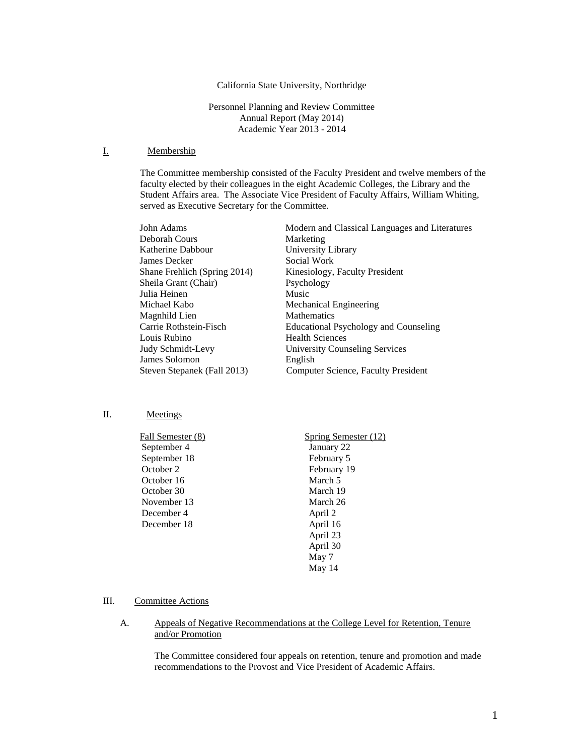California State University, Northridge

Personnel Planning and Review Committee
Annual Report (May 2014)
Academic Year 2013 - 2014

## I. Membership

The Committee membership consisted of the Faculty President and twelve members of the faculty elected by their colleagues in the eight Academic Colleges, the Library and the Student Affairs area. The Associate Vice President of Faculty Affairs, William Whiting, served as Executive Secretary for the Committee.

| | |
|---|---|
| John Adams | Modern and Classical Languages and Literatures |
| Deborah Cours | Marketing |
| Katherine Dabbour | University Library |
| James Decker | Social Work |
| Shane Frehlich (Spring 2014) | Kinesiology, Faculty President |
| Sheila Grant (Chair) | Psychology |
| Julia Heinen | Music |
| Michael Kabo | Mechanical Engineering |
| Magnhild Lien | Mathematics |
| Carrie Rothstein-Fisch | Educational Psychology and Counseling |
| Louis Rubino | Health Sciences |
| Judy Schmidt-Levy | University Counseling Services |
| James Solomon | English |
| Steven Stepanek (Fall 2013) | Computer Science, Faculty President |

## II. Meetings

| Fall Semester (8) | Spring Semester (12) |
|---|---|
| September 4 | January 22 |
| September 18 | February 5 |
| October 2 | February 19 |
| October 16 | March 5 |
| October 30 | March 19 |
| November 13 | March 26 |
| December 4 | April 2 |
| December 18 | April 16 |
| | April 23 |
| | April 30 |
| | May 7 |
| | May 14 |

## III. Committee Actions

### A. Appeals of Negative Recommendations at the College Level for Retention, Tenure and/or Promotion

The Committee considered four appeals on retention, tenure and promotion and made recommendations to the Provost and Vice President of Academic Affairs.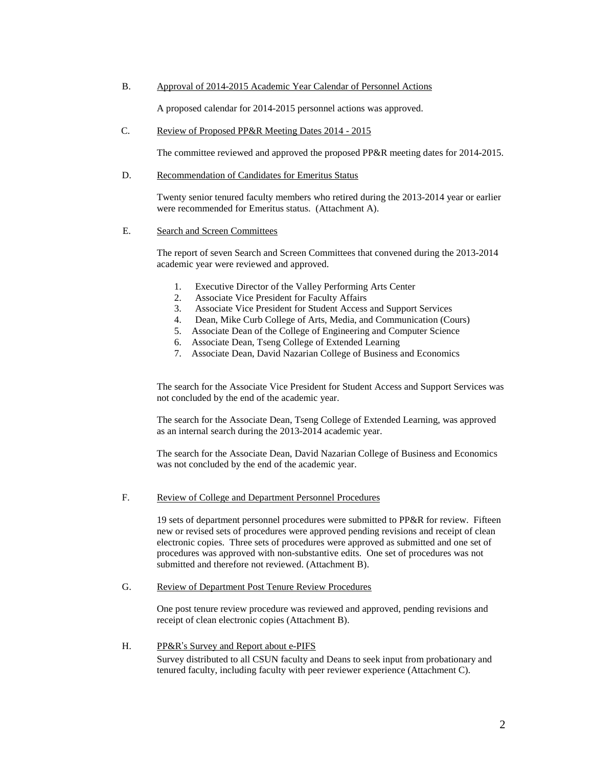B. Approval of 2014-2015 Academic Year Calendar of Personnel Actions

A proposed calendar for 2014-2015 personnel actions was approved.

C. Review of Proposed PP&R Meeting Dates 2014 - 2015

The committee reviewed and approved the proposed PP&R meeting dates for 2014-2015.

D. Recommendation of Candidates for Emeritus Status

Twenty senior tenured faculty members who retired during the 2013-2014 year or earlier were recommended for Emeritus status. (Attachment A).

E. Search and Screen Committees

The report of seven Search and Screen Committees that convened during the 2013-2014 academic year were reviewed and approved.

1. Executive Director of the Valley Performing Arts Center
2. Associate Vice President for Faculty Affairs
3. Associate Vice President for Student Access and Support Services
4. Dean, Mike Curb College of Arts, Media, and Communication (Cours)
5. Associate Dean of the College of Engineering and Computer Science
6. Associate Dean, Tseng College of Extended Learning
7. Associate Dean, David Nazarian College of Business and Economics

The search for the Associate Vice President for Student Access and Support Services was not concluded by the end of the academic year.

The search for the Associate Dean, Tseng College of Extended Learning, was approved as an internal search during the 2013-2014 academic year.

The search for the Associate Dean, David Nazarian College of Business and Economics was not concluded by the end of the academic year.

F. Review of College and Department Personnel Procedures

19 sets of department personnel procedures were submitted to PP&R for review. Fifteen new or revised sets of procedures were approved pending revisions and receipt of clean electronic copies. Three sets of procedures were approved as submitted and one set of procedures was approved with non-substantive edits. One set of procedures was not submitted and therefore not reviewed. (Attachment B).

G. Review of Department Post Tenure Review Procedures

One post tenure review procedure was reviewed and approved, pending revisions and receipt of clean electronic copies (Attachment B).

H. PP&R's Survey and Report about e-PIFS

Survey distributed to all CSUN faculty and Deans to seek input from probationary and tenured faculty, including faculty with peer reviewer experience (Attachment C).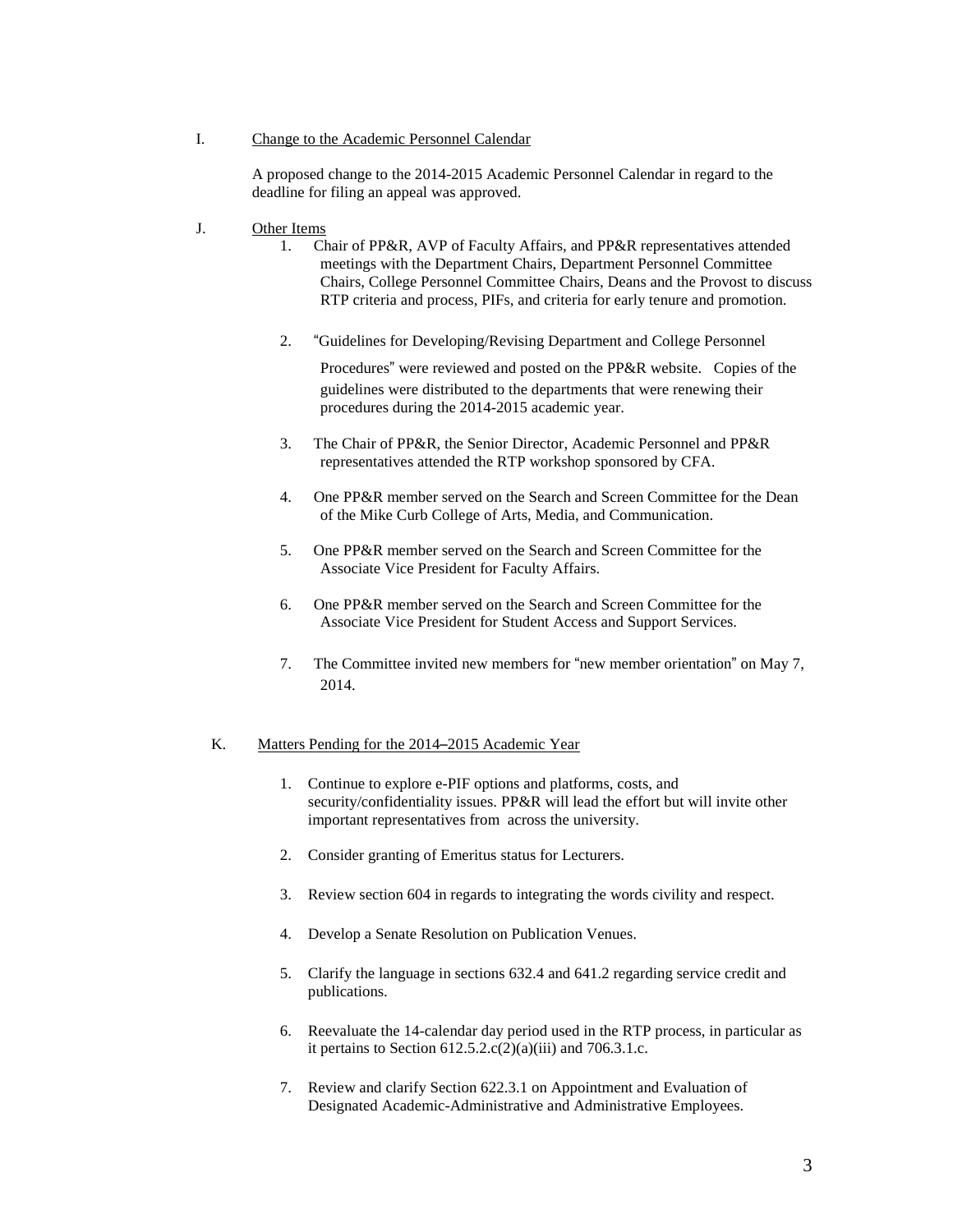I. Change to the Academic Personnel Calendar

A proposed change to the 2014-2015 Academic Personnel Calendar in regard to the deadline for filing an appeal was approved.

J. Other Items

1. Chair of PP&R, AVP of Faculty Affairs, and PP&R representatives attended meetings with the Department Chairs, Department Personnel Committee Chairs, College Personnel Committee Chairs, Deans and the Provost to discuss RTP criteria and process, PIFs, and criteria for early tenure and promotion.

2. "Guidelines for Developing/Revising Department and College Personnel Procedures" were reviewed and posted on the PP&R website. Copies of the guidelines were distributed to the departments that were renewing their procedures during the 2014-2015 academic year.

3. The Chair of PP&R, the Senior Director, Academic Personnel and PP&R representatives attended the RTP workshop sponsored by CFA.

4. One PP&R member served on the Search and Screen Committee for the Dean of the Mike Curb College of Arts, Media, and Communication.

5. One PP&R member served on the Search and Screen Committee for the Associate Vice President for Faculty Affairs.

6. One PP&R member served on the Search and Screen Committee for the Associate Vice President for Student Access and Support Services.

7. The Committee invited new members for "new member orientation" on May 7, 2014.

K. Matters Pending for the 2014–2015 Academic Year

1. Continue to explore e-PIF options and platforms, costs, and security/confidentiality issues. PP&R will lead the effort but will invite other important representatives from across the university.

2. Consider granting of Emeritus status for Lecturers.

3. Review section 604 in regards to integrating the words civility and respect.

4. Develop a Senate Resolution on Publication Venues.

5. Clarify the language in sections 632.4 and 641.2 regarding service credit and publications.

6. Reevaluate the 14-calendar day period used in the RTP process, in particular as it pertains to Section 612.5.2.c(2)(a)(iii) and 706.3.1.c.

7. Review and clarify Section 622.3.1 on Appointment and Evaluation of Designated Academic-Administrative and Administrative Employees.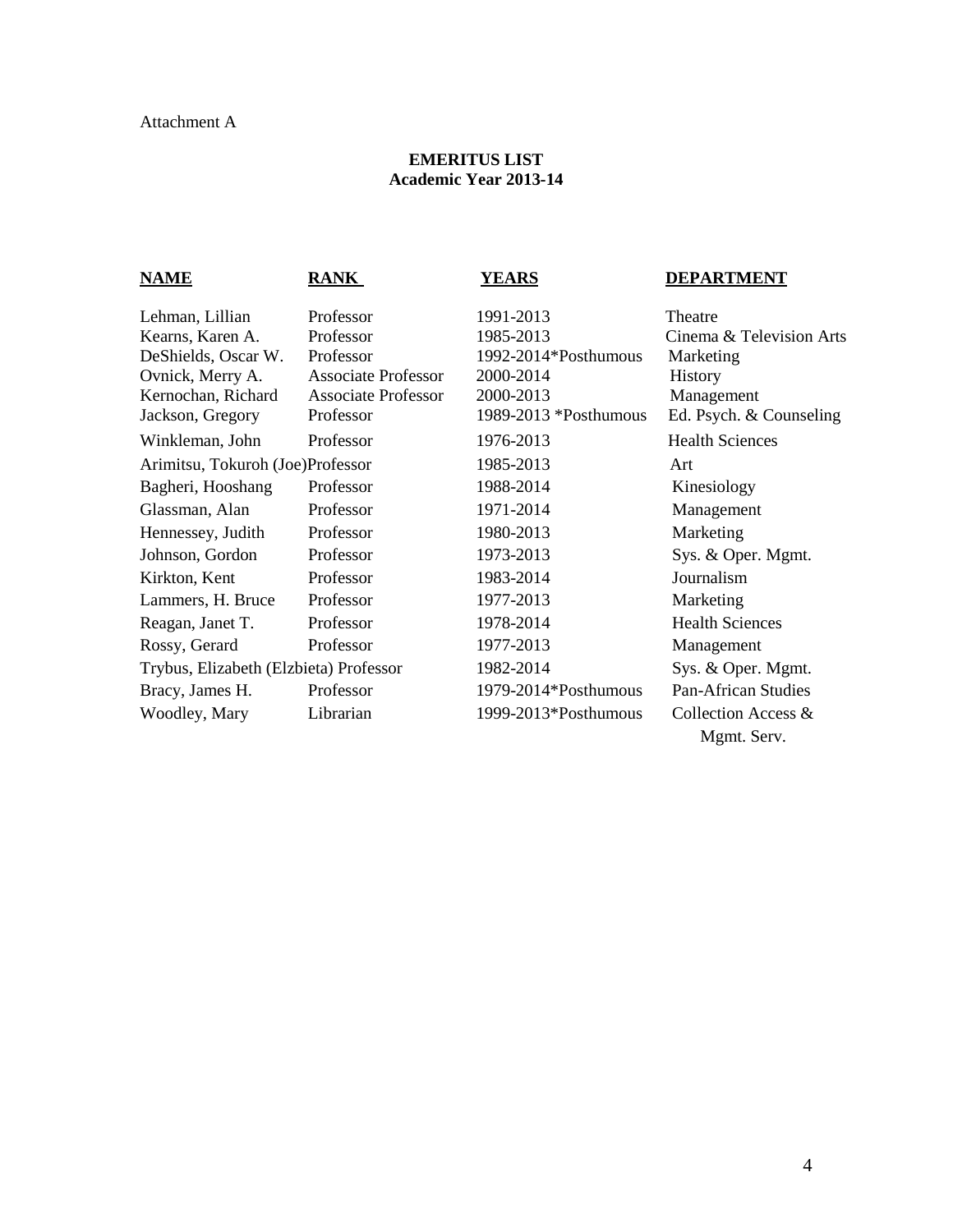Attachment A

**EMERITUS LIST**
**Academic Year 2013-14**

| NAME | RANK | YEARS | DEPARTMENT |
|---|---|---|---|
| Lehman, Lillian | Professor | 1991-2013 | Theatre |
| Kearns, Karen A. | Professor | 1985-2013 | Cinema & Television Arts |
| DeShields, Oscar W. | Professor | 1992-2014*Posthumous | Marketing |
| Ovnick, Merry A. | Associate Professor | 2000-2014 | History |
| Kernochan, Richard | Associate Professor | 2000-2013 | Management |
| Jackson, Gregory | Professor | 1989-2013 *Posthumous | Ed. Psych. & Counseling |
| Winkleman, John | Professor | 1976-2013 | Health Sciences |
| Arimitsu, Tokuroh (Joe) | Professor | 1985-2013 | Art |
| Bagheri, Hooshang | Professor | 1988-2014 | Kinesiology |
| Glassman, Alan | Professor | 1971-2014 | Management |
| Hennessey, Judith | Professor | 1980-2013 | Marketing |
| Johnson, Gordon | Professor | 1973-2013 | Sys. & Oper. Mgmt. |
| Kirkton, Kent | Professor | 1983-2014 | Journalism |
| Lammers, H. Bruce | Professor | 1977-2013 | Marketing |
| Reagan, Janet T. | Professor | 1978-2014 | Health Sciences |
| Rossy, Gerard | Professor | 1977-2013 | Management |
| Trybus, Elizabeth (Elzbieta) | Professor | 1982-2014 | Sys. & Oper. Mgmt. |
| Bracy, James H. | Professor | 1979-2014*Posthumous | Pan-African Studies |
| Woodley, Mary | Librarian | 1999-2013*Posthumous | Collection Access & Mgmt. Serv. |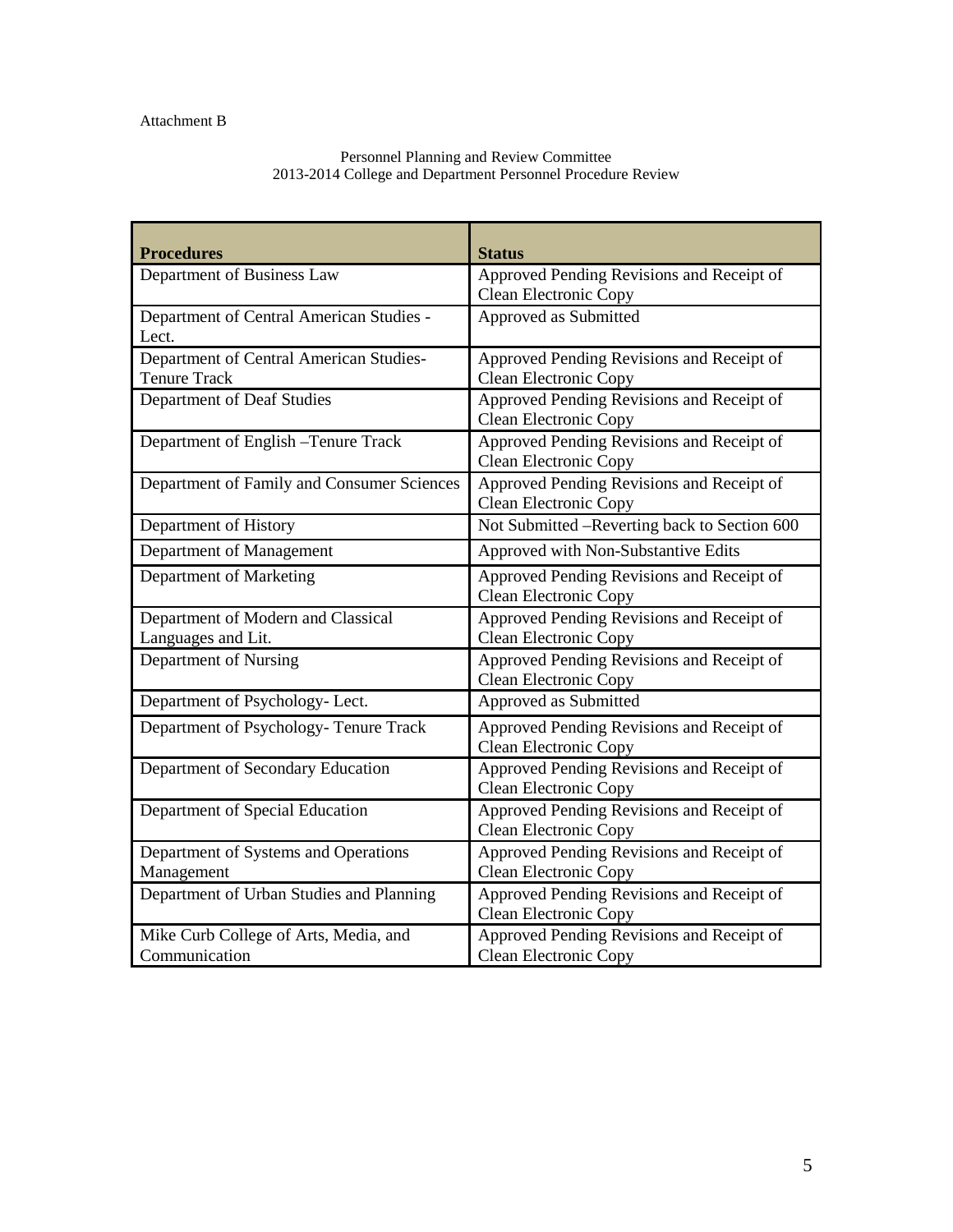Attachment B

Personnel Planning and Review Committee
2013-2014 College and Department Personnel Procedure Review

| Procedures | Status |
|---|---|
| Department of Business Law | Approved Pending Revisions and Receipt of Clean Electronic Copy |
| Department of Central American Studies - Lect. | Approved as Submitted |
| Department of Central American Studies- Tenure Track | Approved Pending Revisions and Receipt of Clean Electronic Copy |
| Department of Deaf Studies | Approved Pending Revisions and Receipt of Clean Electronic Copy |
| Department of English –Tenure Track | Approved Pending Revisions and Receipt of Clean Electronic Copy |
| Department of Family and Consumer Sciences | Approved Pending Revisions and Receipt of Clean Electronic Copy |
| Department of History | Not Submitted –Reverting back to Section 600 |
| Department of Management | Approved with Non-Substantive Edits |
| Department of Marketing | Approved Pending Revisions and Receipt of Clean Electronic Copy |
| Department of Modern and Classical Languages and Lit. | Approved Pending Revisions and Receipt of Clean Electronic Copy |
| Department of Nursing | Approved Pending Revisions and Receipt of Clean Electronic Copy |
| Department of Psychology- Lect. | Approved as Submitted |
| Department of Psychology- Tenure Track | Approved Pending Revisions and Receipt of Clean Electronic Copy |
| Department of Secondary Education | Approved Pending Revisions and Receipt of Clean Electronic Copy |
| Department of Special Education | Approved Pending Revisions and Receipt of Clean Electronic Copy |
| Department of Systems and Operations Management | Approved Pending Revisions and Receipt of Clean Electronic Copy |
| Department of Urban Studies and Planning | Approved Pending Revisions and Receipt of Clean Electronic Copy |
| Mike Curb College of Arts, Media, and Communication | Approved Pending Revisions and Receipt of Clean Electronic Copy |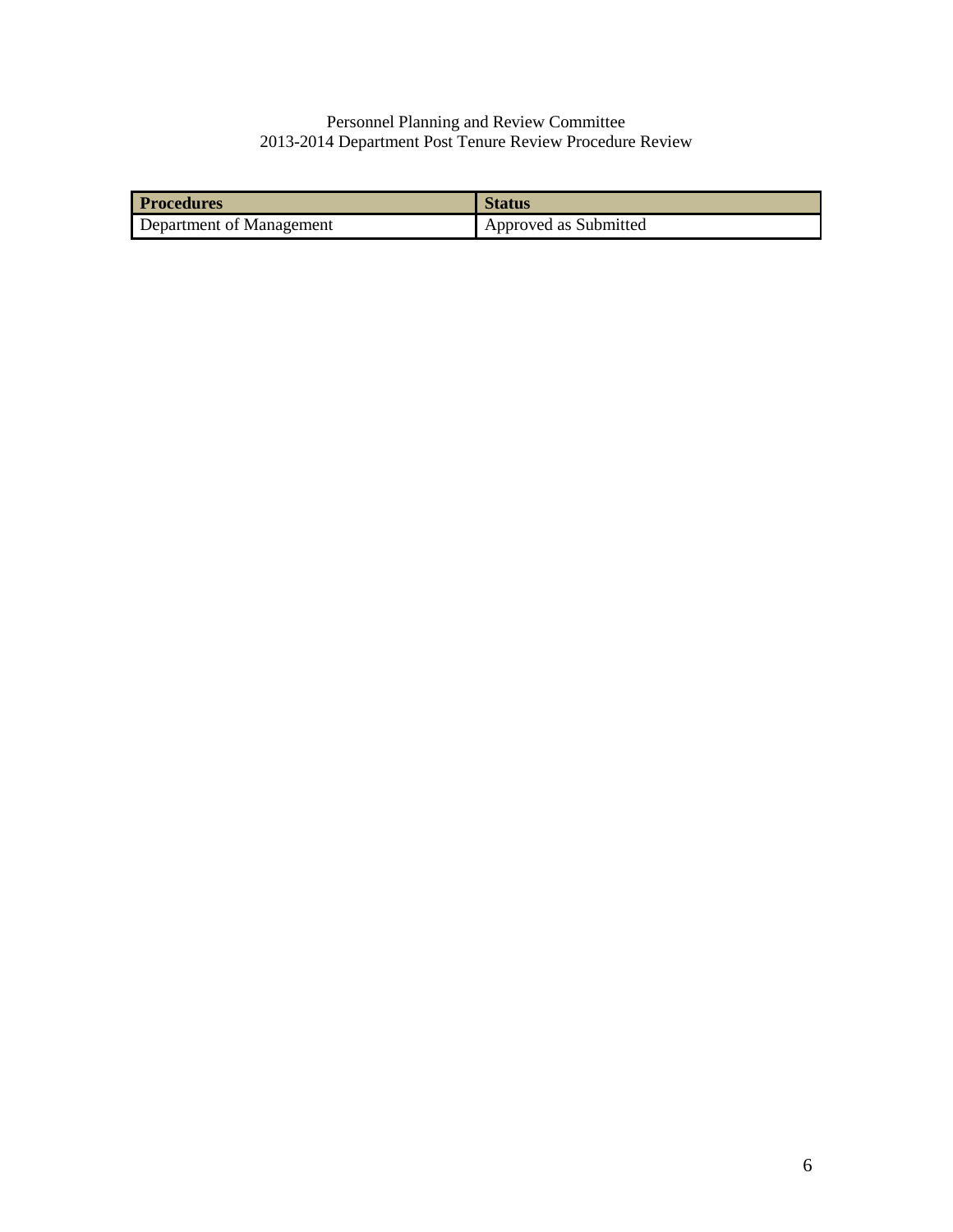Personnel Planning and Review Committee
2013-2014 Department Post Tenure Review Procedure Review

| Procedures | Status |
| --- | --- |
| Department of Management | Approved as Submitted |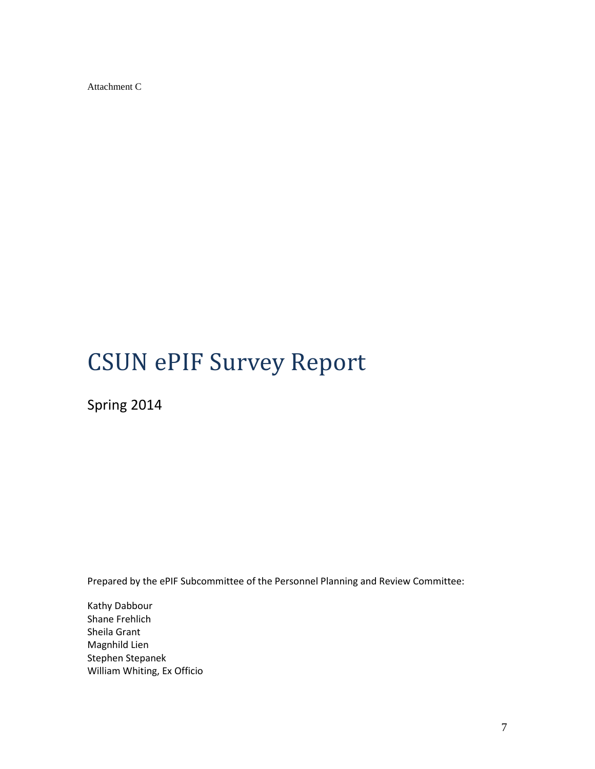Attachment C

# CSUN ePIF Survey Report

Spring 2014

Prepared by the ePIF Subcommittee of the Personnel Planning and Review Committee:

Kathy Dabbour
Shane Frehlich
Sheila Grant
Magnhild Lien
Stephen Stepanek
William Whiting, Ex Officio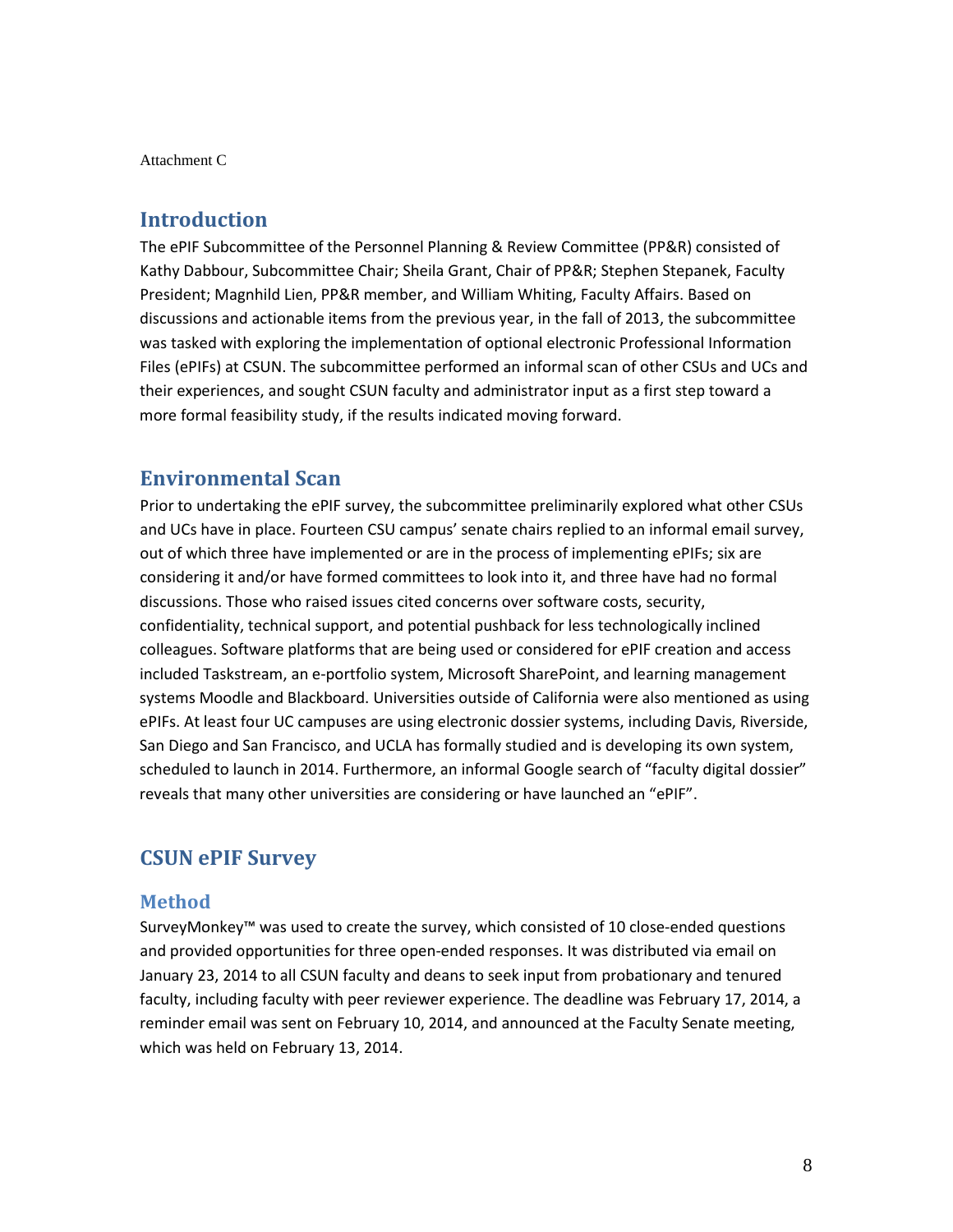Attachment C

## Introduction

The ePIF Subcommittee of the Personnel Planning & Review Committee (PP&R) consisted of Kathy Dabbour, Subcommittee Chair; Sheila Grant, Chair of PP&R; Stephen Stepanek, Faculty President; Magnhild Lien, PP&R member, and William Whiting, Faculty Affairs. Based on discussions and actionable items from the previous year, in the fall of 2013, the subcommittee was tasked with exploring the implementation of optional electronic Professional Information Files (ePIFs) at CSUN. The subcommittee performed an informal scan of other CSUs and UCs and their experiences, and sought CSUN faculty and administrator input as a first step toward a more formal feasibility study, if the results indicated moving forward.

## Environmental Scan

Prior to undertaking the ePIF survey, the subcommittee preliminarily explored what other CSUs and UCs have in place. Fourteen CSU campus' senate chairs replied to an informal email survey, out of which three have implemented or are in the process of implementing ePIFs; six are considering it and/or have formed committees to look into it, and three have had no formal discussions. Those who raised issues cited concerns over software costs, security, confidentiality, technical support, and potential pushback for less technologically inclined colleagues. Software platforms that are being used or considered for ePIF creation and access included Taskstream, an e-portfolio system, Microsoft SharePoint, and learning management systems Moodle and Blackboard. Universities outside of California were also mentioned as using ePIFs. At least four UC campuses are using electronic dossier systems, including Davis, Riverside, San Diego and San Francisco, and UCLA has formally studied and is developing its own system, scheduled to launch in 2014. Furthermore, an informal Google search of "faculty digital dossier" reveals that many other universities are considering or have launched an "ePIF".

## CSUN ePIF Survey

### Method

SurveyMonkey™ was used to create the survey, which consisted of 10 close-ended questions and provided opportunities for three open-ended responses. It was distributed via email on January 23, 2014 to all CSUN faculty and deans to seek input from probationary and tenured faculty, including faculty with peer reviewer experience. The deadline was February 17, 2014, a reminder email was sent on February 10, 2014, and announced at the Faculty Senate meeting, which was held on February 13, 2014.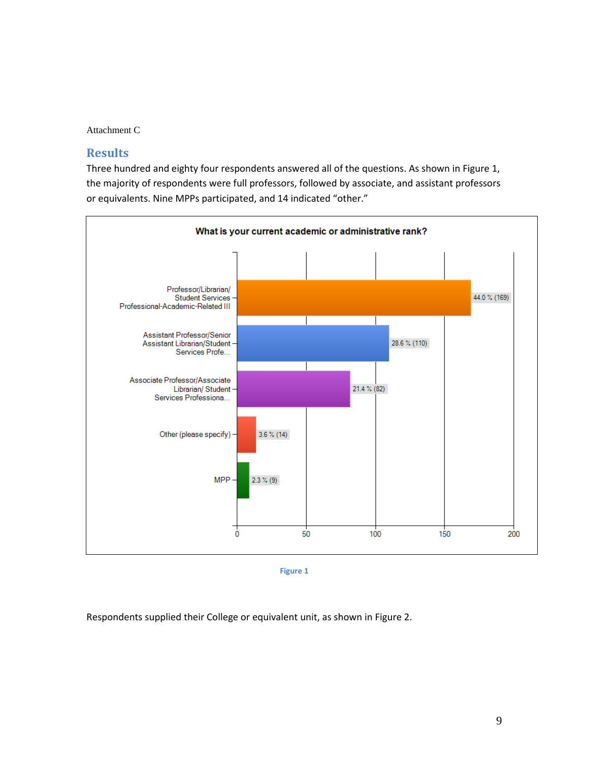Attachment C

## Results

Three hundred and eighty four respondents answered all of the questions. As shown in Figure 1, the majority of respondents were full professors, followed by associate, and assistant professors or equivalents. Nine MPPs participated, and 14 indicated "other."

**What is your current academic or administrative rank?**

| Rank | Percent | Count |
|---|---|---|
| Professor/Librarian/ Student Services Professional-Academic-Related III | 44.0 % | 169 |
| Assistant Professor/Senior Assistant Librarian/Student Services Profe... | 28.6 % | 110 |
| Associate Professor/Associate Librarian/ Student Services Professiona... | 21.4 % | 82 |
| Other (please specify) | 3.6 % | 14 |
| MPP | 2.3 % | 9 |

Figure 1

Respondents supplied their College or equivalent unit, as shown in Figure 2.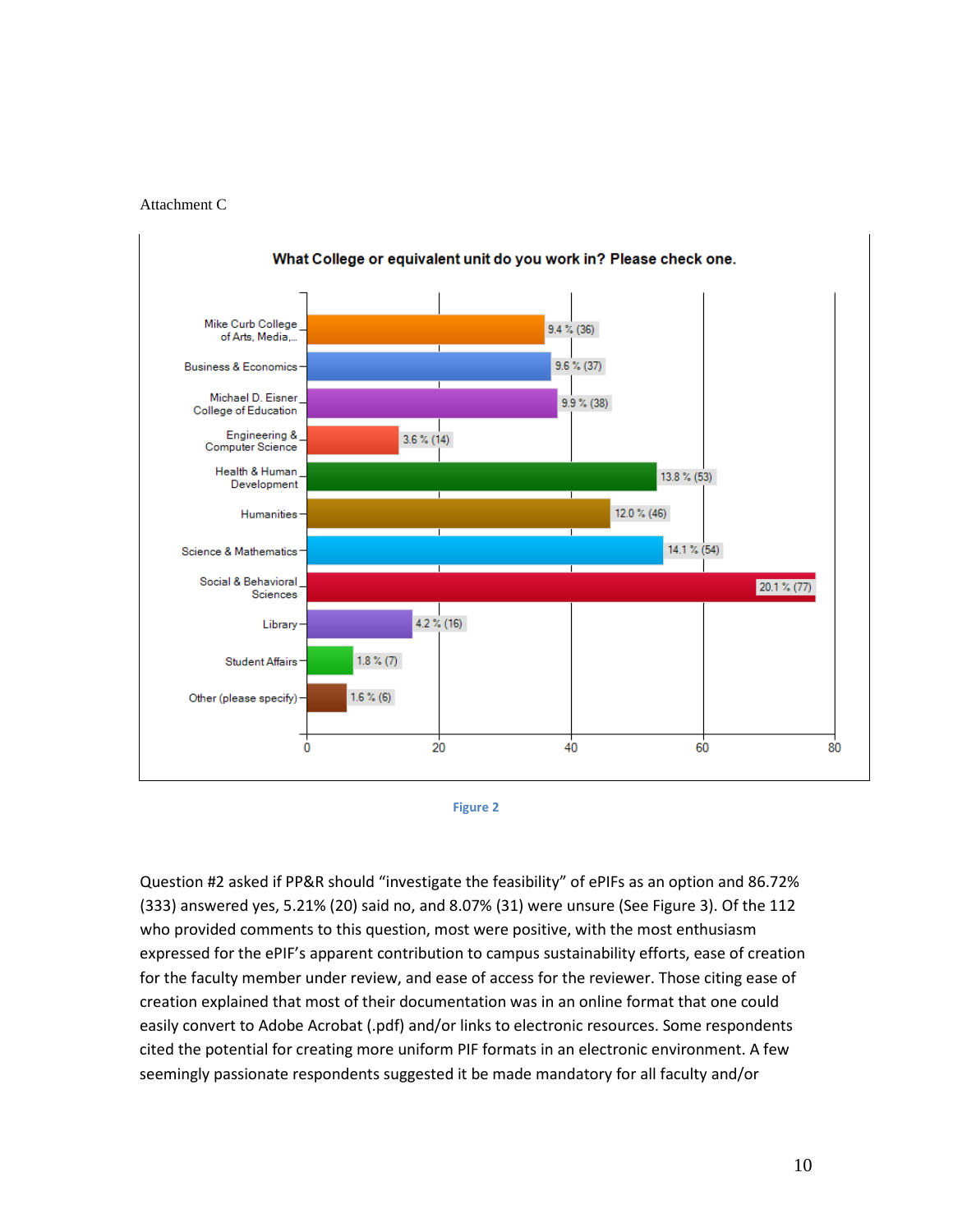Attachment C

**What College or equivalent unit do you work in? Please check one.**

| College or unit | Response |
|---|---|
| Mike Curb College of Arts, Media,... | 9.4 % (36) |
| Business & Economics | 9.6 % (37) |
| Michael D. Eisner College of Education | 9.9 % (38) |
| Engineering & Computer Science | 3.6 % (14) |
| Health & Human Development | 13.8 % (53) |
| Humanities | 12.0 % (46) |
| Science & Mathematics | 14.1 % (54) |
| Social & Behavioral Sciences | 20.1 % (77) |
| Library | 4.2 % (16) |
| Student Affairs | 1.8 % (7) |
| Other (please specify) | 1.6 % (6) |

Figure 2

Question #2 asked if PP&R should "investigate the feasibility" of ePIFs as an option and 86.72% (333) answered yes, 5.21% (20) said no, and 8.07% (31) were unsure (See Figure 3). Of the 112 who provided comments to this question, most were positive, with the most enthusiasm expressed for the ePIF's apparent contribution to campus sustainability efforts, ease of creation for the faculty member under review, and ease of access for the reviewer. Those citing ease of creation explained that most of their documentation was in an online format that one could easily convert to Adobe Acrobat (.pdf) and/or links to electronic resources. Some respondents cited the potential for creating more uniform PIF formats in an electronic environment. A few seemingly passionate respondents suggested it be made mandatory for all faculty and/or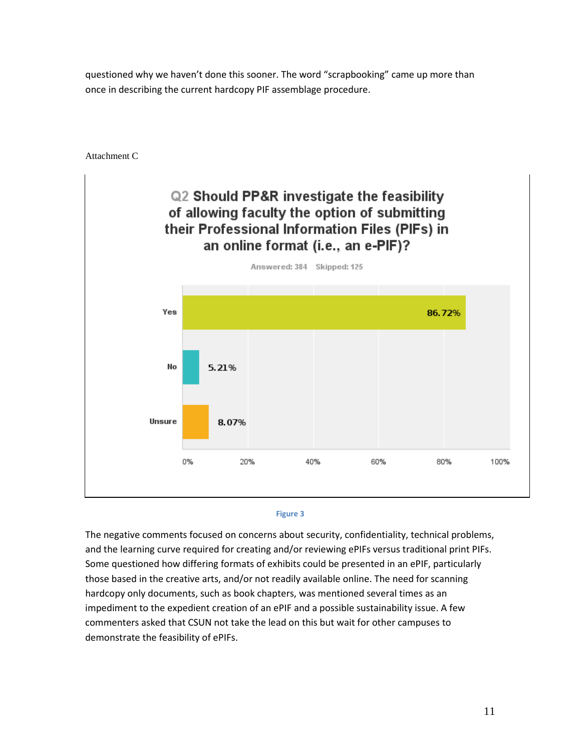questioned why we haven't done this sooner. The word "scrapbooking" came up more than once in describing the current hardcopy PIF assemblage procedure.

Attachment C

**Q2 Should PP&R investigate the feasibility of allowing faculty the option of submitting their Professional Information Files (PIFs) in an online format (i.e., an e-PIF)?**

Answered: 384 Skipped: 125

| Response | Percentage |
| --- | --- |
| Yes | 86.72% |
| No | 5.21% |
| Unsure | 8.07% |

Figure 3

The negative comments focused on concerns about security, confidentiality, technical problems, and the learning curve required for creating and/or reviewing ePIFs versus traditional print PIFs. Some questioned how differing formats of exhibits could be presented in an ePIF, particularly those based in the creative arts, and/or not readily available online. The need for scanning hardcopy only documents, such as book chapters, was mentioned several times as an impediment to the expedient creation of an ePIF and a possible sustainability issue. A few commenters asked that CSUN not take the lead on this but wait for other campuses to demonstrate the feasibility of ePIFs.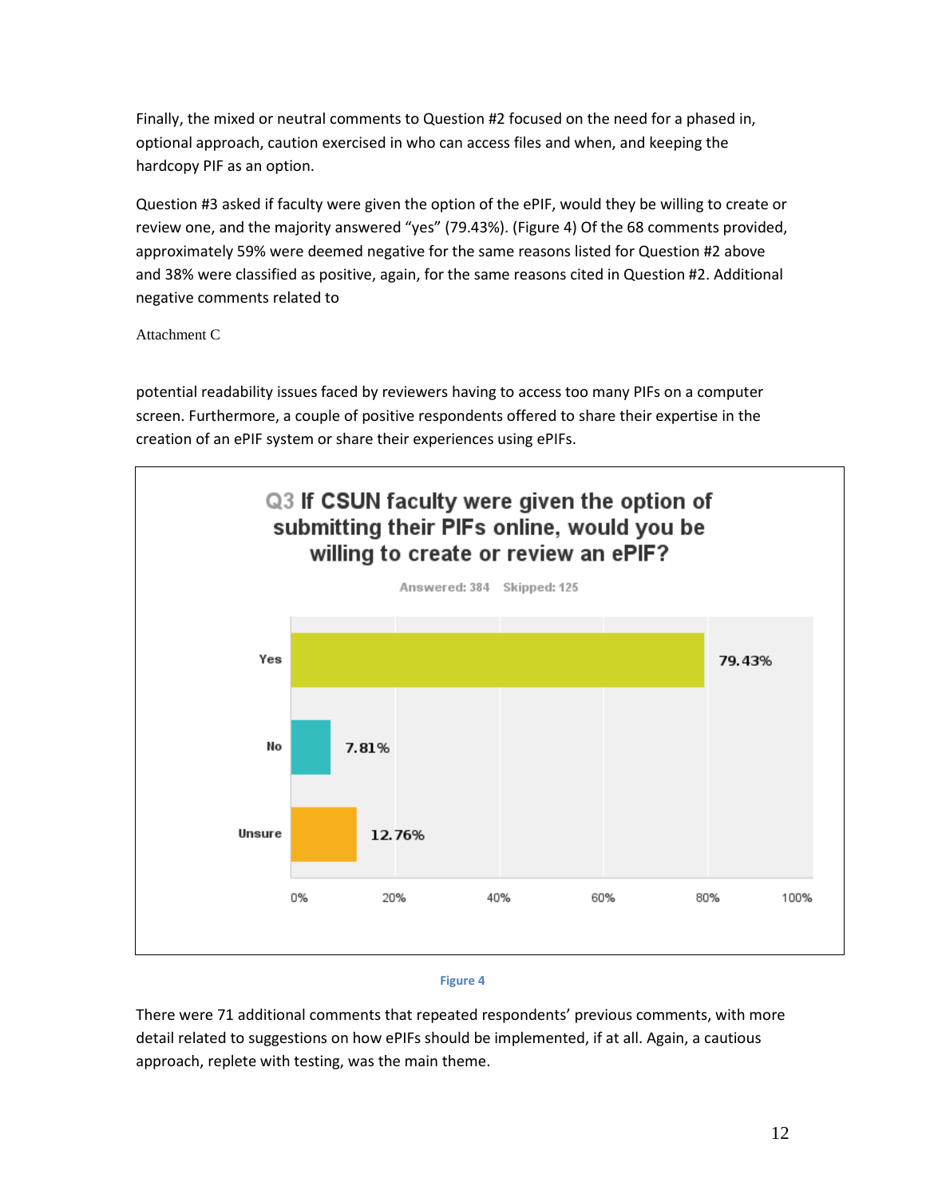Finally, the mixed or neutral comments to Question #2 focused on the need for a phased in, optional approach, caution exercised in who can access files and when, and keeping the hardcopy PIF as an option.

Question #3 asked if faculty were given the option of the ePIF, would they be willing to create or review one, and the majority answered "yes" (79.43%). (Figure 4) Of the 68 comments provided, approximately 59% were deemed negative for the same reasons listed for Question #2 above and 38% were classified as positive, again, for the same reasons cited in Question #2. Additional negative comments related to potential readability issues faced by reviewers having to access too many PIFs on a computer screen. Furthermore, a couple of positive respondents offered to share their expertise in the creation of an ePIF system or share their experiences using ePIFs.

**Q3 If CSUN faculty were given the option of submitting their PIFs online, would you be willing to create or review an ePIF?**

Answered: 384 Skipped: 125

| Response | Percentage |
|---|---|
| Yes | 79.43% |
| No | 7.81% |
| Unsure | 12.76% |

Figure 4

There were 71 additional comments that repeated respondents' previous comments, with more detail related to suggestions on how ePIFs should be implemented, if at all. Again, a cautious approach, replete with testing, was the main theme.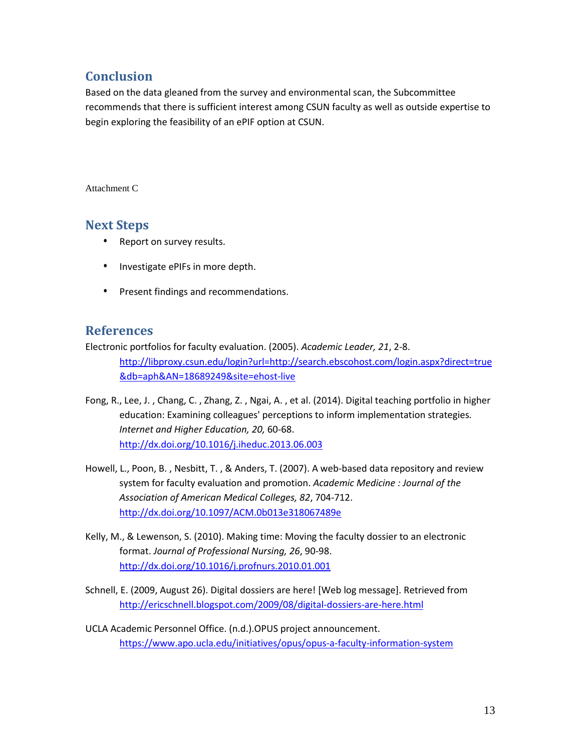## Conclusion

Based on the data gleaned from the survey and environmental scan, the Subcommittee recommends that there is sufficient interest among CSUN faculty as well as outside expertise to begin exploring the feasibility of an ePIF option at CSUN.

Attachment C

## Next Steps

- Report on survey results.
- Investigate ePIFs in more depth.
- Present findings and recommendations.

## References

Electronic portfolios for faculty evaluation. (2005). *Academic Leader, 21*, 2-8. http://libproxy.csun.edu/login?url=http://search.ebscohost.com/login.aspx?direct=true&db=aph&AN=18689249&site=ehost-live

Fong, R., Lee, J. , Chang, C. , Zhang, Z. , Ngai, A. , et al. (2014). Digital teaching portfolio in higher education: Examining colleagues' perceptions to inform implementation strategies. *Internet and Higher Education, 20,* 60-68. http://dx.doi.org/10.1016/j.iheduc.2013.06.003

Howell, L., Poon, B. , Nesbitt, T. , & Anders, T. (2007). A web-based data repository and review system for faculty evaluation and promotion. *Academic Medicine : Journal of the Association of American Medical Colleges, 82*, 704-712. http://dx.doi.org/10.1097/ACM.0b013e318067489e

Kelly, M., & Lewenson, S. (2010). Making time: Moving the faculty dossier to an electronic format. *Journal of Professional Nursing, 26*, 90-98. http://dx.doi.org/10.1016/j.profnurs.2010.01.001

Schnell, E. (2009, August 26). Digital dossiers are here! [Web log message]. Retrieved from http://ericschnell.blogspot.com/2009/08/digital-dossiers-are-here.html

UCLA Academic Personnel Office. (n.d.).OPUS project announcement. https://www.apo.ucla.edu/initiatives/opus/opus-a-faculty-information-system